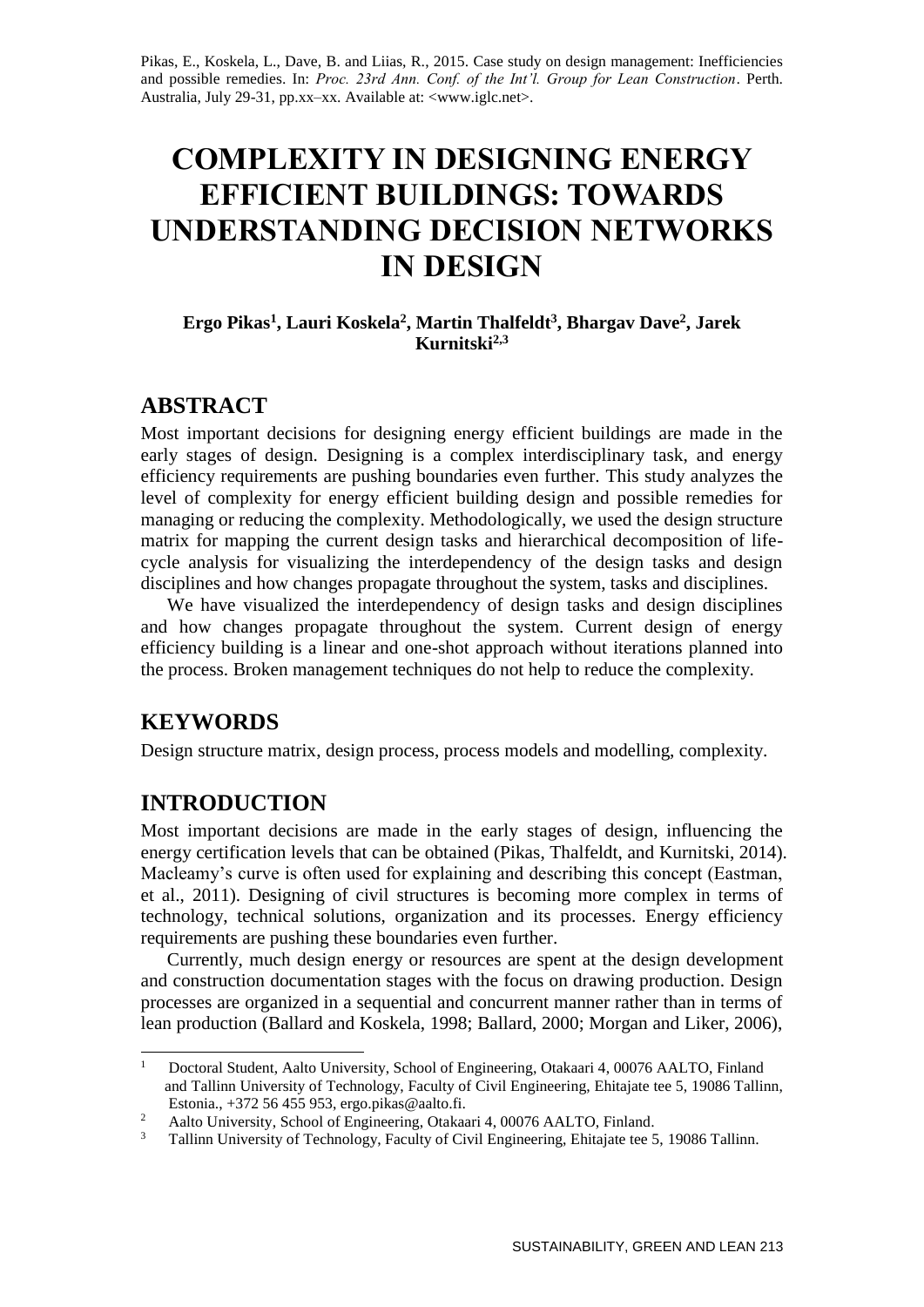Pikas, E., Koskela, L., Dave, B. and Liias, R., 2015. Case study on design management: Inefficiencies and possible remedies. In: *Proc. 23rd Ann. Conf. of the Int'l. Group for Lean Construction*. Perth. Australia, July 29-31, pp.xx–xx. Available at: <www.iglc.net>.

# COMPLEXITY IN DESIGNING ENERGY EFFICIENT BUILDINGS: TOWARDS UNDERSTANDING DECISION NETWORKS IN DESIGN

**Ergo Pikas[1], Lauri Koskela[2], Martin Thalfeldt[3], Bhargav Dave[2], Jarek Kurnitski[2,3]**

## ABSTRACT

Most important decisions for designing energy efficient buildings are made in the early stages of design. Designing is a complex interdisciplinary task, and energy efficiency requirements are pushing boundaries even further. This study analyzes the level of complexity for energy efficient building design and possible remedies for managing or reducing the complexity. Methodologically, we used the design structure matrix for mapping the current design tasks and hierarchical decomposition of life-cycle analysis for visualizing the interdependency of the design tasks and design disciplines and how changes propagate throughout the system, tasks and disciplines.

We have visualized the interdependency of design tasks and design disciplines and how changes propagate throughout the system. Current design of energy efficiency building is a linear and one-shot approach without iterations planned into the process. Broken management techniques do not help to reduce the complexity.

## KEYWORDS

Design structure matrix, design process, process models and modelling, complexity.

## INTRODUCTION

Most important decisions are made in the early stages of design, influencing the energy certification levels that can be obtained (Pikas, Thalfeldt, and Kurnitski, 2014). Macleamy's curve is often used for explaining and describing this concept (Eastman, et al., 2011). Designing of civil structures is becoming more complex in terms of technology, technical solutions, organization and its processes. Energy efficiency requirements are pushing these boundaries even further.

Currently, much design energy or resources are spent at the design development and construction documentation stages with the focus on drawing production. Design processes are organized in a sequential and concurrent manner rather than in terms of lean production (Ballard and Koskela, 1998; Ballard, 2000; Morgan and Liker, 2006),

---

[1] Doctoral Student, Aalto University, School of Engineering, Otakaari 4, 00076 AALTO, Finland and Tallinn University of Technology, Faculty of Civil Engineering, Ehitajate tee 5, 19086 Tallinn, Estonia., +372 56 455 953, ergo.pikas@aalto.fi.

[2] Aalto University, School of Engineering, Otakaari 4, 00076 AALTO, Finland.

[3] Tallinn University of Technology, Faculty of Civil Engineering, Ehitajate tee 5, 19086 Tallinn.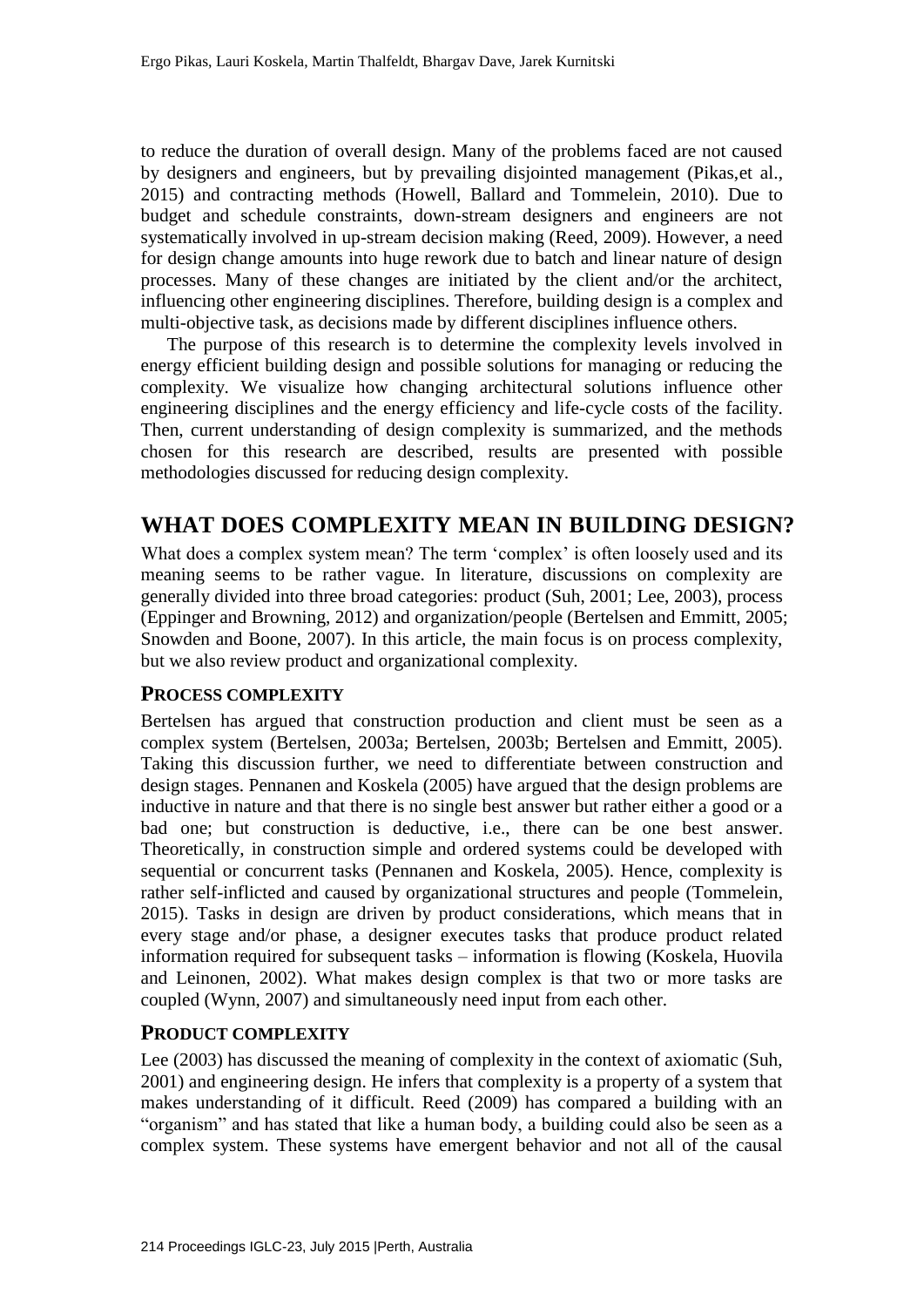to reduce the duration of overall design. Many of the problems faced are not caused by designers and engineers, but by prevailing disjointed management (Pikas,et al., 2015) and contracting methods (Howell, Ballard and Tommelein, 2010). Due to budget and schedule constraints, down-stream designers and engineers are not systematically involved in up-stream decision making (Reed, 2009). However, a need for design change amounts into huge rework due to batch and linear nature of design processes. Many of these changes are initiated by the client and/or the architect, influencing other engineering disciplines. Therefore, building design is a complex and multi-objective task, as decisions made by different disciplines influence others.

The purpose of this research is to determine the complexity levels involved in energy efficient building design and possible solutions for managing or reducing the complexity. We visualize how changing architectural solutions influence other engineering disciplines and the energy efficiency and life-cycle costs of the facility. Then, current understanding of design complexity is summarized, and the methods chosen for this research are described, results are presented with possible methodologies discussed for reducing design complexity.

## WHAT DOES COMPLEXITY MEAN IN BUILDING DESIGN?

What does a complex system mean? The term 'complex' is often loosely used and its meaning seems to be rather vague. In literature, discussions on complexity are generally divided into three broad categories: product (Suh, 2001; Lee, 2003), process (Eppinger and Browning, 2012) and organization/people (Bertelsen and Emmitt, 2005; Snowden and Boone, 2007). In this article, the main focus is on process complexity, but we also review product and organizational complexity.

### PROCESS COMPLEXITY

Bertelsen has argued that construction production and client must be seen as a complex system (Bertelsen, 2003a; Bertelsen, 2003b; Bertelsen and Emmitt, 2005). Taking this discussion further, we need to differentiate between construction and design stages. Pennanen and Koskela (2005) have argued that the design problems are inductive in nature and that there is no single best answer but rather either a good or a bad one; but construction is deductive, i.e., there can be one best answer. Theoretically, in construction simple and ordered systems could be developed with sequential or concurrent tasks (Pennanen and Koskela, 2005). Hence, complexity is rather self-inflicted and caused by organizational structures and people (Tommelein, 2015). Tasks in design are driven by product considerations, which means that in every stage and/or phase, a designer executes tasks that produce product related information required for subsequent tasks – information is flowing (Koskela, Huovila and Leinonen, 2002). What makes design complex is that two or more tasks are coupled (Wynn, 2007) and simultaneously need input from each other.

### PRODUCT COMPLEXITY

Lee (2003) has discussed the meaning of complexity in the context of axiomatic (Suh, 2001) and engineering design. He infers that complexity is a property of a system that makes understanding of it difficult. Reed (2009) has compared a building with an "organism" and has stated that like a human body, a building could also be seen as a complex system. These systems have emergent behavior and not all of the causal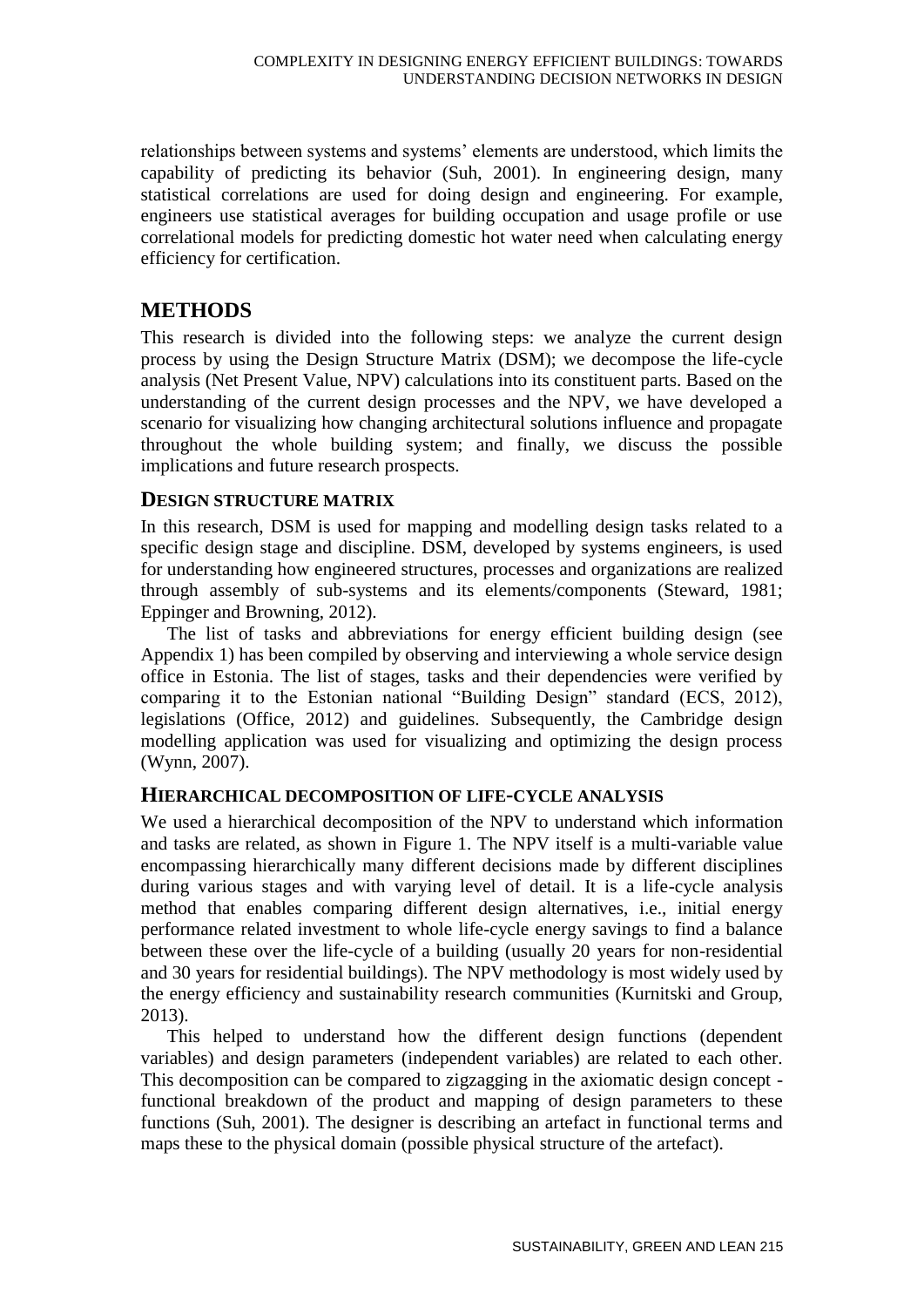relationships between systems and systems' elements are understood, which limits the capability of predicting its behavior (Suh, 2001). In engineering design, many statistical correlations are used for doing design and engineering. For example, engineers use statistical averages for building occupation and usage profile or use correlational models for predicting domestic hot water need when calculating energy efficiency for certification.

# METHODS

This research is divided into the following steps: we analyze the current design process by using the Design Structure Matrix (DSM); we decompose the life-cycle analysis (Net Present Value, NPV) calculations into its constituent parts. Based on the understanding of the current design processes and the NPV, we have developed a scenario for visualizing how changing architectural solutions influence and propagate throughout the whole building system; and finally, we discuss the possible implications and future research prospects.

## DESIGN STRUCTURE MATRIX

In this research, DSM is used for mapping and modelling design tasks related to a specific design stage and discipline. DSM, developed by systems engineers, is used for understanding how engineered structures, processes and organizations are realized through assembly of sub-systems and its elements/components (Steward, 1981; Eppinger and Browning, 2012).

The list of tasks and abbreviations for energy efficient building design (see Appendix 1) has been compiled by observing and interviewing a whole service design office in Estonia. The list of stages, tasks and their dependencies were verified by comparing it to the Estonian national "Building Design" standard (ECS, 2012), legislations (Office, 2012) and guidelines. Subsequently, the Cambridge design modelling application was used for visualizing and optimizing the design process (Wynn, 2007).

## HIERARCHICAL DECOMPOSITION OF LIFE-CYCLE ANALYSIS

We used a hierarchical decomposition of the NPV to understand which information and tasks are related, as shown in Figure 1. The NPV itself is a multi-variable value encompassing hierarchically many different decisions made by different disciplines during various stages and with varying level of detail. It is a life-cycle analysis method that enables comparing different design alternatives, i.e., initial energy performance related investment to whole life-cycle energy savings to find a balance between these over the life-cycle of a building (usually 20 years for non-residential and 30 years for residential buildings). The NPV methodology is most widely used by the energy efficiency and sustainability research communities (Kurnitski and Group, 2013).

This helped to understand how the different design functions (dependent variables) and design parameters (independent variables) are related to each other. This decomposition can be compared to zigzagging in the axiomatic design concept - functional breakdown of the product and mapping of design parameters to these functions (Suh, 2001). The designer is describing an artefact in functional terms and maps these to the physical domain (possible physical structure of the artefact).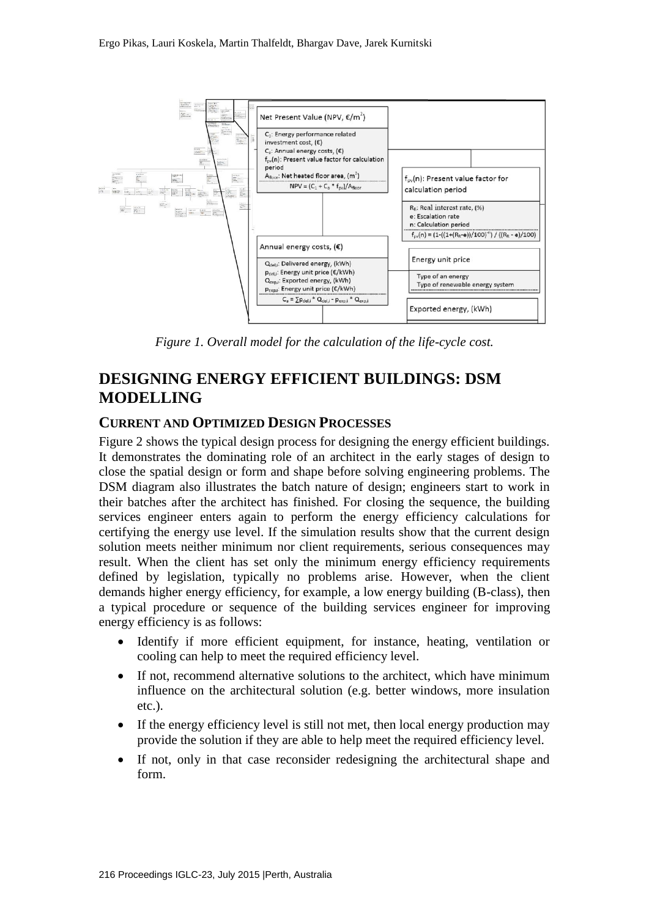Figure 1. Overall model for the calculation of the life-cycle cost.

## DESIGNING ENERGY EFFICIENT BUILDINGS: DSM MODELLING

### CURRENT AND OPTIMIZED DESIGN PROCESSES

Figure 2 shows the typical design process for designing the energy efficient buildings. It demonstrates the dominating role of an architect in the early stages of design to close the spatial design or form and shape before solving engineering problems. The DSM diagram also illustrates the batch nature of design; engineers start to work in their batches after the architect has finished. For closing the sequence, the building services engineer enters again to perform the energy efficiency calculations for certifying the energy use level. If the simulation results show that the current design solution meets neither minimum nor client requirements, serious consequences may result. When the client has set only the minimum energy efficiency requirements defined by legislation, typically no problems arise. However, when the client demands higher energy efficiency, for example, a low energy building (B-class), then a typical procedure or sequence of the building services engineer for improving energy efficiency is as follows:

- Identify if more efficient equipment, for instance, heating, ventilation or cooling can help to meet the required efficiency level.
- If not, recommend alternative solutions to the architect, which have minimum influence on the architectural solution (e.g. better windows, more insulation etc.).
- If the energy efficiency level is still not met, then local energy production may provide the solution if they are able to help meet the required efficiency level.
- If not, only in that case reconsider redesigning the architectural shape and form.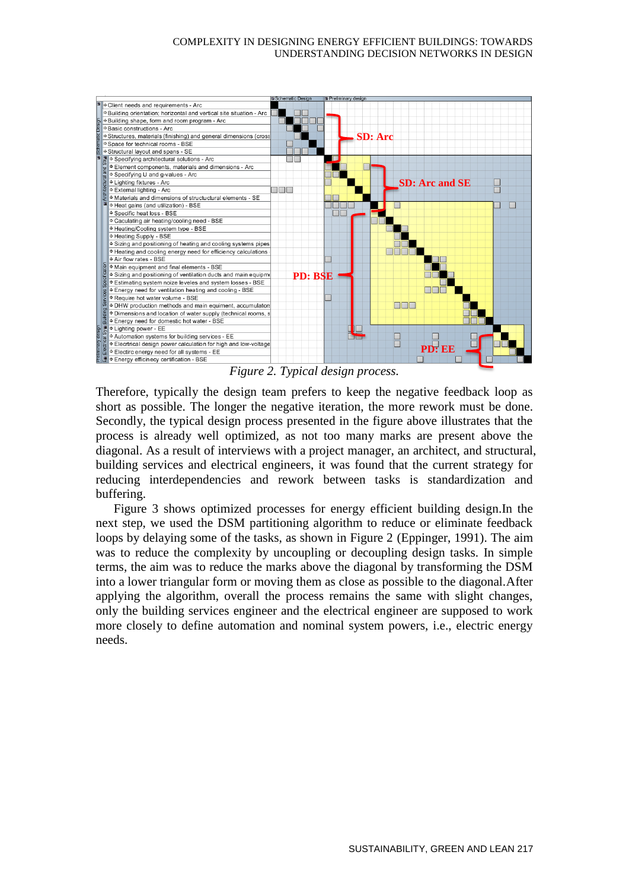*Figure 2. Typical design process.*

Therefore, typically the design team prefers to keep the negative feedback loop as short as possible. The longer the negative iteration, the more rework must be done. Secondly, the typical design process presented in the figure above illustrates that the process is already well optimized, as not too many marks are present above the diagonal. As a result of interviews with a project manager, an architect, and structural, building services and electrical engineers, it was found that the current strategy for reducing interdependencies and rework between tasks is standardization and buffering.

Figure 3 shows optimized processes for energy efficient building design.In the next step, we used the DSM partitioning algorithm to reduce or eliminate feedback loops by delaying some of the tasks, as shown in Figure 2 (Eppinger, 1991). The aim was to reduce the complexity by uncoupling or decoupling design tasks. In simple terms, the aim was to reduce the marks above the diagonal by transforming the DSM into a lower triangular form or moving them as close as possible to the diagonal.After applying the algorithm, overall the process remains the same with slight changes, only the building services engineer and the electrical engineer are supposed to work more closely to define automation and nominal system powers, i.e., electric energy needs.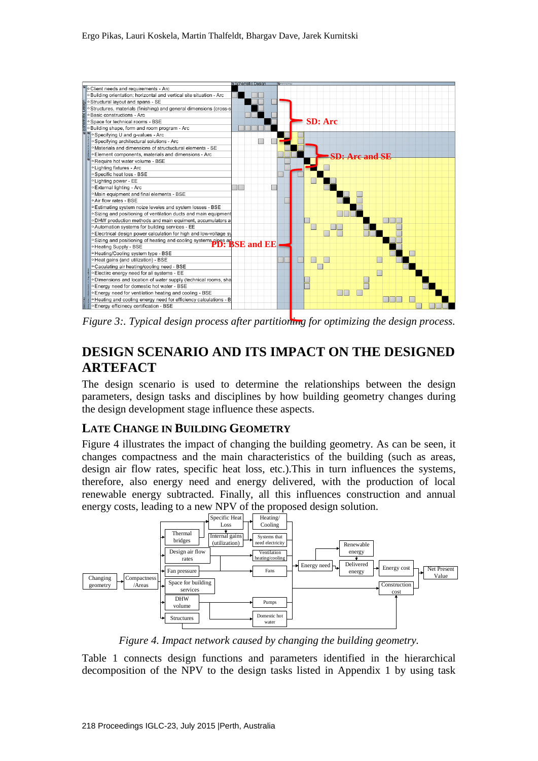*Figure 3:. Typical design process after partitioning for optimizing the design process.*

## DESIGN SCENARIO AND ITS IMPACT ON THE DESIGNED ARTEFACT

The design scenario is used to determine the relationships between the design parameters, design tasks and disciplines by how building geometry changes during the design development stage influence these aspects.

### LATE CHANGE IN BUILDING GEOMETRY

Figure 4 illustrates the impact of changing the building geometry. As can be seen, it changes compactness and the main characteristics of the building (such as areas, design air flow rates, specific heat loss, etc.).This in turn influences the systems, therefore, also energy need and energy delivered, with the production of local renewable energy subtracted. Finally, all this influences construction and annual energy costs, leading to a new NPV of the proposed design solution.

*Figure 4. Impact network caused by changing the building geometry.*

Table 1 connects design functions and parameters identified in the hierarchical decomposition of the NPV to the design tasks listed in Appendix 1 by using task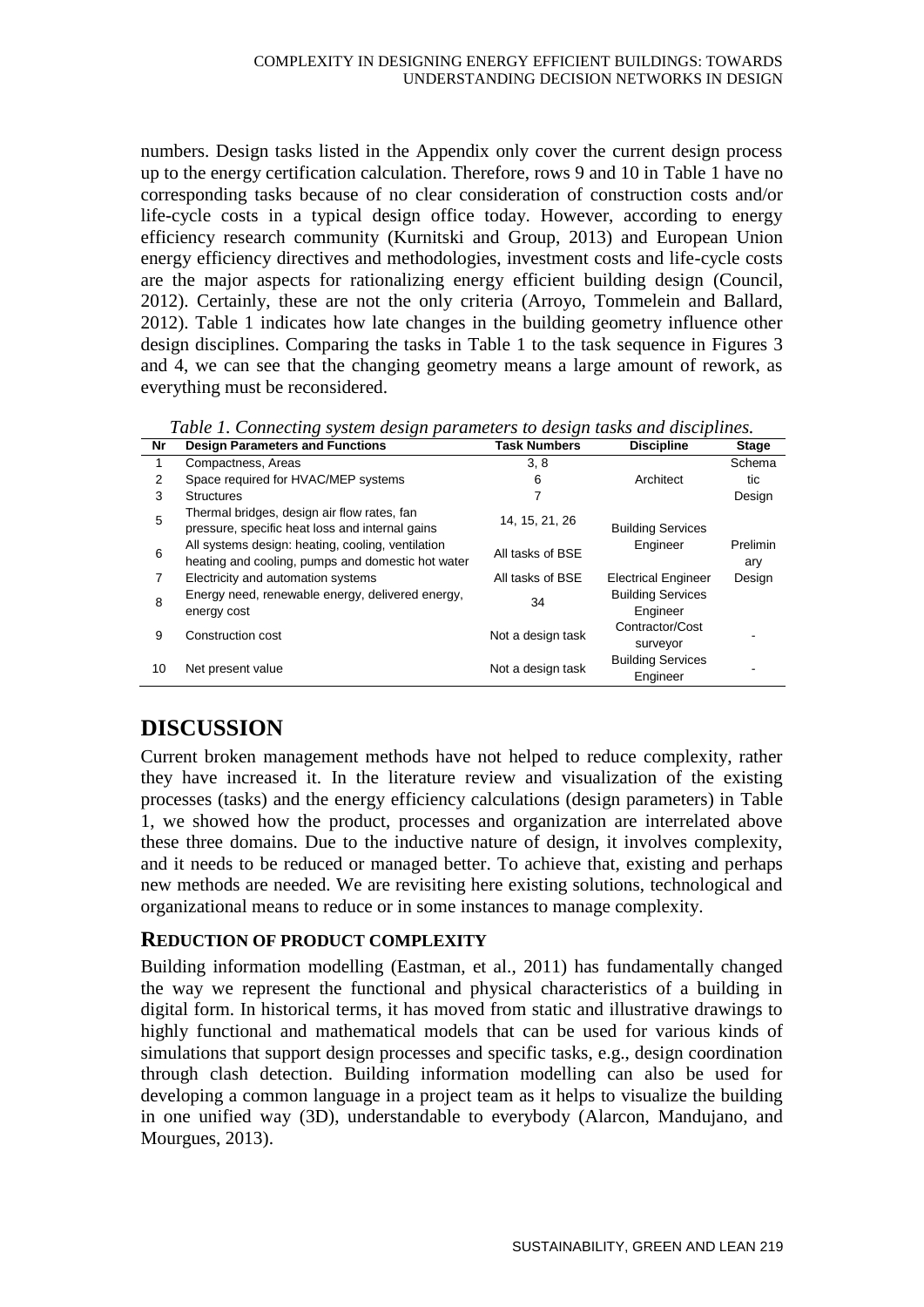numbers. Design tasks listed in the Appendix only cover the current design process up to the energy certification calculation. Therefore, rows 9 and 10 in Table 1 have no corresponding tasks because of no clear consideration of construction costs and/or life-cycle costs in a typical design office today. However, according to energy efficiency research community (Kurnitski and Group, 2013) and European Union energy efficiency directives and methodologies, investment costs and life-cycle costs are the major aspects for rationalizing energy efficient building design (Council, 2012). Certainly, these are not the only criteria (Arroyo, Tommelein and Ballard, 2012). Table 1 indicates how late changes in the building geometry influence other design disciplines. Comparing the tasks in Table 1 to the task sequence in Figures 3 and 4, we can see that the changing geometry means a large amount of rework, as everything must be reconsidered.

*Table 1. Connecting system design parameters to design tasks and disciplines.*

| Nr | Design Parameters and Functions | Task Numbers | Discipline | Stage |
|---|---|---|---|---|
| 1 | Compactness, Areas | 3, 8 | Architect | Schematic Design |
| 2 | Space required for HVAC/MEP systems | 6 | | |
| 3 | Structures | 7 | | |
| 5 | Thermal bridges, design air flow rates, fan pressure, specific heat loss and internal gains | 14, 15, 21, 26 | Building Services Engineer | Preliminary Design |
| 6 | All systems design: heating, cooling, ventilation heating and cooling, pumps and domestic hot water | All tasks of BSE | | |
| 7 | Electricity and automation systems | All tasks of BSE | Electrical Engineer | |
| 8 | Energy need, renewable energy, delivered energy, energy cost | 34 | Building Services Engineer | |
| 9 | Construction cost | Not a design task | Contractor/Cost surveyor | - |
| 10 | Net present value | Not a design task | Building Services Engineer | - |

# DISCUSSION

Current broken management methods have not helped to reduce complexity, rather they have increased it. In the literature review and visualization of the existing processes (tasks) and the energy efficiency calculations (design parameters) in Table 1, we showed how the product, processes and organization are interrelated above these three domains. Due to the inductive nature of design, it involves complexity, and it needs to be reduced or managed better. To achieve that, existing and perhaps new methods are needed. We are revisiting here existing solutions, technological and organizational means to reduce or in some instances to manage complexity.

## REDUCTION OF PRODUCT COMPLEXITY

Building information modelling (Eastman, et al., 2011) has fundamentally changed the way we represent the functional and physical characteristics of a building in digital form. In historical terms, it has moved from static and illustrative drawings to highly functional and mathematical models that can be used for various kinds of simulations that support design processes and specific tasks, e.g., design coordination through clash detection. Building information modelling can also be used for developing a common language in a project team as it helps to visualize the building in one unified way (3D), understandable to everybody (Alarcon, Mandujano, and Mourgues, 2013).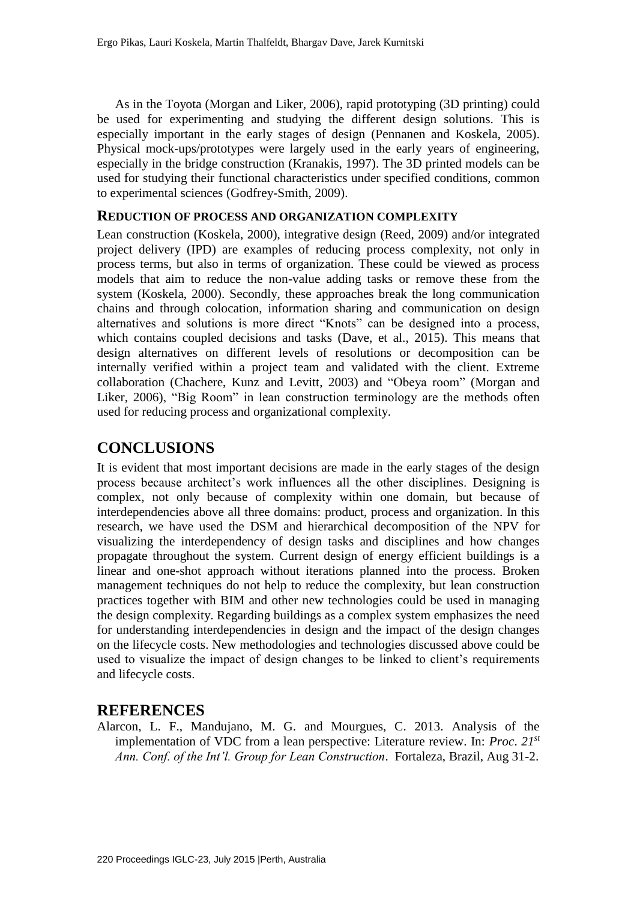As in the Toyota (Morgan and Liker, 2006), rapid prototyping (3D printing) could be used for experimenting and studying the different design solutions. This is especially important in the early stages of design (Pennanen and Koskela, 2005). Physical mock-ups/prototypes were largely used in the early years of engineering, especially in the bridge construction (Kranakis, 1997). The 3D printed models can be used for studying their functional characteristics under specified conditions, common to experimental sciences (Godfrey-Smith, 2009).

### REDUCTION OF PROCESS AND ORGANIZATION COMPLEXITY

Lean construction (Koskela, 2000), integrative design (Reed, 2009) and/or integrated project delivery (IPD) are examples of reducing process complexity, not only in process terms, but also in terms of organization. These could be viewed as process models that aim to reduce the non-value adding tasks or remove these from the system (Koskela, 2000). Secondly, these approaches break the long communication chains and through colocation, information sharing and communication on design alternatives and solutions is more direct "Knots" can be designed into a process, which contains coupled decisions and tasks (Dave, et al., 2015). This means that design alternatives on different levels of resolutions or decomposition can be internally verified within a project team and validated with the client. Extreme collaboration (Chachere, Kunz and Levitt, 2003) and "Obeya room" (Morgan and Liker, 2006), "Big Room" in lean construction terminology are the methods often used for reducing process and organizational complexity.

## CONCLUSIONS

It is evident that most important decisions are made in the early stages of the design process because architect's work influences all the other disciplines. Designing is complex, not only because of complexity within one domain, but because of interdependencies above all three domains: product, process and organization. In this research, we have used the DSM and hierarchical decomposition of the NPV for visualizing the interdependency of design tasks and disciplines and how changes propagate throughout the system. Current design of energy efficient buildings is a linear and one-shot approach without iterations planned into the process. Broken management techniques do not help to reduce the complexity, but lean construction practices together with BIM and other new technologies could be used in managing the design complexity. Regarding buildings as a complex system emphasizes the need for understanding interdependencies in design and the impact of the design changes on the lifecycle costs. New methodologies and technologies discussed above could be used to visualize the impact of design changes to be linked to client's requirements and lifecycle costs.

## REFERENCES

Alarcon, L. F., Mandujano, M. G. and Mourgues, C. 2013. Analysis of the implementation of VDC from a lean perspective: Literature review. In: *Proc. 21st Ann. Conf. of the Int'l. Group for Lean Construction*. Fortaleza, Brazil, Aug 31-2.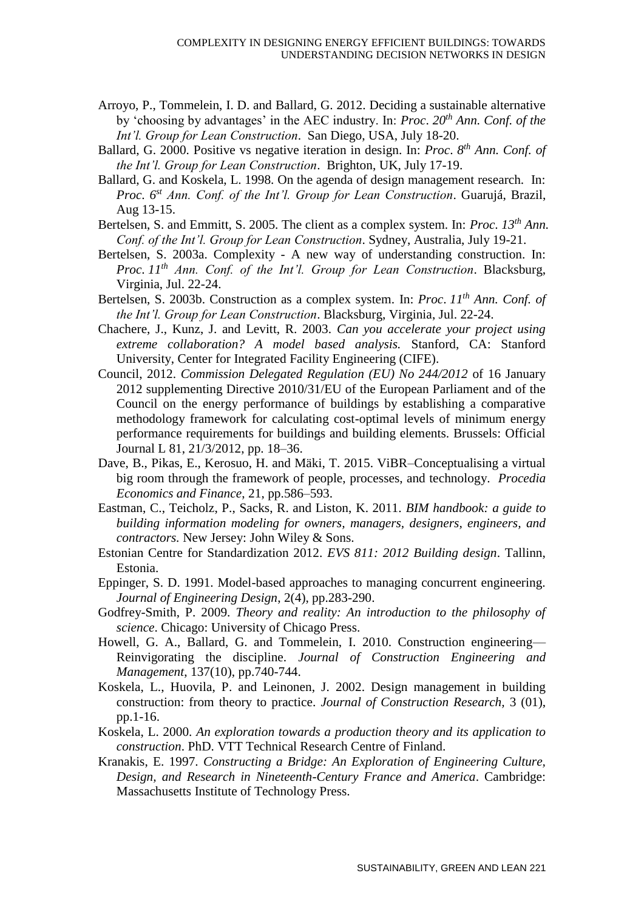Arroyo, P., Tommelein, I. D. and Ballard, G. 2012. Deciding a sustainable alternative by 'choosing by advantages' in the AEC industry. In: *Proc. 20th Ann. Conf. of the Int'l. Group for Lean Construction*. San Diego, USA, July 18-20.

Ballard, G. 2000. Positive vs negative iteration in design. In: *Proc. 8th Ann. Conf. of the Int'l. Group for Lean Construction*. Brighton, UK, July 17-19.

Ballard, G. and Koskela, L. 1998. On the agenda of design management research. In: *Proc. 6st Ann. Conf. of the Int'l. Group for Lean Construction*. Guarujá, Brazil, Aug 13-15.

Bertelsen, S. and Emmitt, S. 2005. The client as a complex system. In: *Proc. 13th Ann. Conf. of the Int'l. Group for Lean Construction*. Sydney, Australia, July 19-21.

Bertelsen, S. 2003a. Complexity - A new way of understanding construction. In: *Proc. 11th Ann. Conf. of the Int'l. Group for Lean Construction*. Blacksburg, Virginia, Jul. 22-24.

Bertelsen, S. 2003b. Construction as a complex system. In: *Proc. 11th Ann. Conf. of the Int'l. Group for Lean Construction*. Blacksburg, Virginia, Jul. 22-24.

Chachere, J., Kunz, J. and Levitt, R. 2003. *Can you accelerate your project using extreme collaboration? A model based analysis.* Stanford, CA: Stanford University, Center for Integrated Facility Engineering (CIFE).

Council, 2012. *Commission Delegated Regulation (EU) No 244/2012* of 16 January 2012 supplementing Directive 2010/31/EU of the European Parliament and of the Council on the energy performance of buildings by establishing a comparative methodology framework for calculating cost-optimal levels of minimum energy performance requirements for buildings and building elements. Brussels: Official Journal L 81, 21/3/2012, pp. 18–36.

Dave, B., Pikas, E., Kerosuo, H. and Mäki, T. 2015. ViBR–Conceptualising a virtual big room through the framework of people, processes, and technology. *Procedia Economics and Finance*, 21, pp.586–593.

Eastman, C., Teicholz, P., Sacks, R. and Liston, K. 2011. *BIM handbook: a guide to building information modeling for owners, managers, designers, engineers, and contractors.* New Jersey: John Wiley & Sons.

Estonian Centre for Standardization 2012. *EVS 811: 2012 Building design*. Tallinn, Estonia.

Eppinger, S. D. 1991. Model-based approaches to managing concurrent engineering. *Journal of Engineering Design*, 2(4), pp.283-290.

Godfrey-Smith, P. 2009. *Theory and reality: An introduction to the philosophy of science*. Chicago: University of Chicago Press.

Howell, G. A., Ballard, G. and Tommelein, I. 2010. Construction engineering—Reinvigorating the discipline. *Journal of Construction Engineering and Management*, 137(10), pp.740-744.

Koskela, L., Huovila, P. and Leinonen, J. 2002. Design management in building construction: from theory to practice. *Journal of Construction Research,* 3 (01), pp.1-16.

Koskela, L. 2000. *An exploration towards a production theory and its application to construction*. PhD. VTT Technical Research Centre of Finland.

Kranakis, E. 1997. *Constructing a Bridge: An Exploration of Engineering Culture, Design, and Research in Nineteenth-Century France and America*. Cambridge: Massachusetts Institute of Technology Press.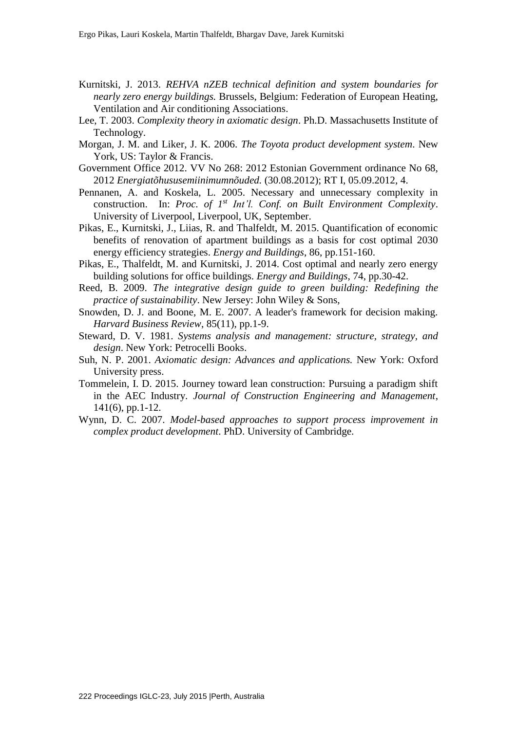Kurnitski, J. 2013. *REHVA nZEB technical definition and system boundaries for nearly zero energy buildings.* Brussels, Belgium: Federation of European Heating, Ventilation and Air conditioning Associations.

Lee, T. 2003. *Complexity theory in axiomatic design*. Ph.D. Massachusetts Institute of Technology.

Morgan, J. M. and Liker, J. K. 2006. *The Toyota product development system*. New York, US: Taylor & Francis.

Government Office 2012. VV No 268: 2012 Estonian Government ordinance No 68, 2012 *Energiatõhususemiinimumnõuded.* (30.08.2012); RT I, 05.09.2012, 4.

Pennanen, A. and Koskela, L. 2005. Necessary and unnecessary complexity in construction. In: *Proc. of 1st Int'l. Conf. on Built Environment Complexity*. University of Liverpool, Liverpool, UK, September.

Pikas, E., Kurnitski, J., Liias, R. and Thalfeldt, M. 2015. Quantification of economic benefits of renovation of apartment buildings as a basis for cost optimal 2030 energy efficiency strategies. *Energy and Buildings*, 86, pp.151-160.

Pikas, E., Thalfeldt, M. and Kurnitski, J. 2014. Cost optimal and nearly zero energy building solutions for office buildings. *Energy and Buildings*, 74, pp.30-42.

Reed, B. 2009. *The integrative design guide to green building: Redefining the practice of sustainability*. New Jersey: John Wiley & Sons,

Snowden, D. J. and Boone, M. E. 2007. A leader's framework for decision making. *Harvard Business Review*, 85(11), pp.1-9.

Steward, D. V. 1981. *Systems analysis and management: structure, strategy, and design*. New York: Petrocelli Books.

Suh, N. P. 2001. *Axiomatic design: Advances and applications.* New York: Oxford University press.

Tommelein, I. D. 2015. Journey toward lean construction: Pursuing a paradigm shift in the AEC Industry. *Journal of Construction Engineering and Management*, 141(6), pp.1-12.

Wynn, D. C. 2007. *Model-based approaches to support process improvement in complex product development*. PhD. University of Cambridge.